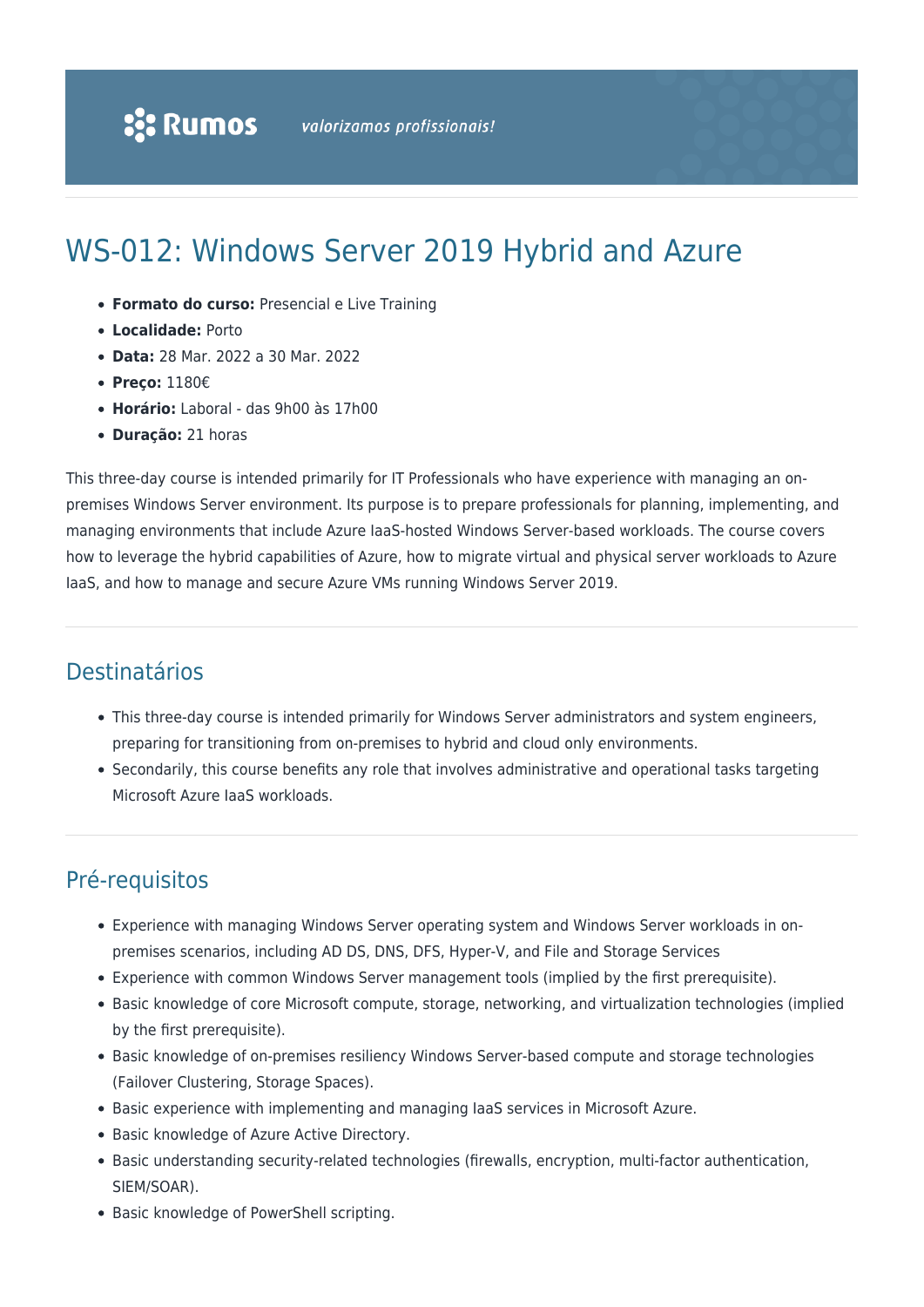Rumos *valorizamos profissionais!*

# WS-012: Windows Server 2019 Hybrid and Azure

- **Formato do curso:** Presencial e Live Training
- **Localidade:** Porto
- **Data:** 28 Mar. 2022 a 30 Mar. 2022
- **Preço:** 1180€
- **Horário:** Laboral - das 9h00 às 17h00
- **Duração:** 21 horas

This three-day course is intended primarily for IT Professionals who have experience with managing an on-premises Windows Server environment. Its purpose is to prepare professionals for planning, implementing, and managing environments that include Azure IaaS-hosted Windows Server-based workloads. The course covers how to leverage the hybrid capabilities of Azure, how to migrate virtual and physical server workloads to Azure IaaS, and how to manage and secure Azure VMs running Windows Server 2019.

## Destinatários

- This three-day course is intended primarily for Windows Server administrators and system engineers, preparing for transitioning from on-premises to hybrid and cloud only environments.
- Secondarily, this course benefits any role that involves administrative and operational tasks targeting Microsoft Azure IaaS workloads.

## Pré-requisitos

- Experience with managing Windows Server operating system and Windows Server workloads in on-premises scenarios, including AD DS, DNS, DFS, Hyper-V, and File and Storage Services
- Experience with common Windows Server management tools (implied by the first prerequisite).
- Basic knowledge of core Microsoft compute, storage, networking, and virtualization technologies (implied by the first prerequisite).
- Basic knowledge of on-premises resiliency Windows Server-based compute and storage technologies (Failover Clustering, Storage Spaces).
- Basic experience with implementing and managing IaaS services in Microsoft Azure.
- Basic knowledge of Azure Active Directory.
- Basic understanding security-related technologies (firewalls, encryption, multi-factor authentication, SIEM/SOAR).
- Basic knowledge of PowerShell scripting.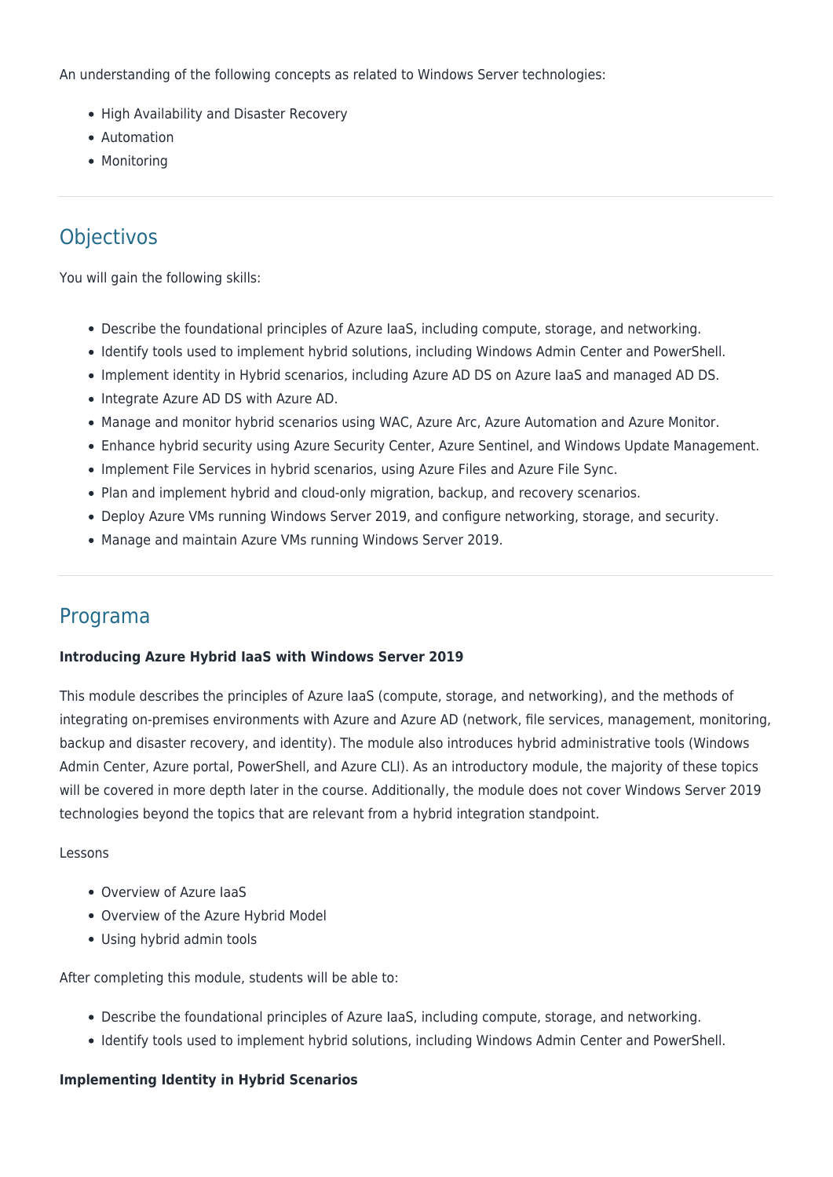An understanding of the following concepts as related to Windows Server technologies:

- High Availability and Disaster Recovery
- Automation
- Monitoring

## Objectivos

You will gain the following skills:

- Describe the foundational principles of Azure IaaS, including compute, storage, and networking.
- Identify tools used to implement hybrid solutions, including Windows Admin Center and PowerShell.
- Implement identity in Hybrid scenarios, including Azure AD DS on Azure IaaS and managed AD DS.
- Integrate Azure AD DS with Azure AD.
- Manage and monitor hybrid scenarios using WAC, Azure Arc, Azure Automation and Azure Monitor.
- Enhance hybrid security using Azure Security Center, Azure Sentinel, and Windows Update Management.
- Implement File Services in hybrid scenarios, using Azure Files and Azure File Sync.
- Plan and implement hybrid and cloud-only migration, backup, and recovery scenarios.
- Deploy Azure VMs running Windows Server 2019, and configure networking, storage, and security.
- Manage and maintain Azure VMs running Windows Server 2019.

## Programa

**Introducing Azure Hybrid IaaS with Windows Server 2019**

This module describes the principles of Azure IaaS (compute, storage, and networking), and the methods of integrating on-premises environments with Azure and Azure AD (network, file services, management, monitoring, backup and disaster recovery, and identity). The module also introduces hybrid administrative tools (Windows Admin Center, Azure portal, PowerShell, and Azure CLI). As an introductory module, the majority of these topics will be covered in more depth later in the course. Additionally, the module does not cover Windows Server 2019 technologies beyond the topics that are relevant from a hybrid integration standpoint.

Lessons

- Overview of Azure IaaS
- Overview of the Azure Hybrid Model
- Using hybrid admin tools

After completing this module, students will be able to:

- Describe the foundational principles of Azure IaaS, including compute, storage, and networking.
- Identify tools used to implement hybrid solutions, including Windows Admin Center and PowerShell.

**Implementing Identity in Hybrid Scenarios**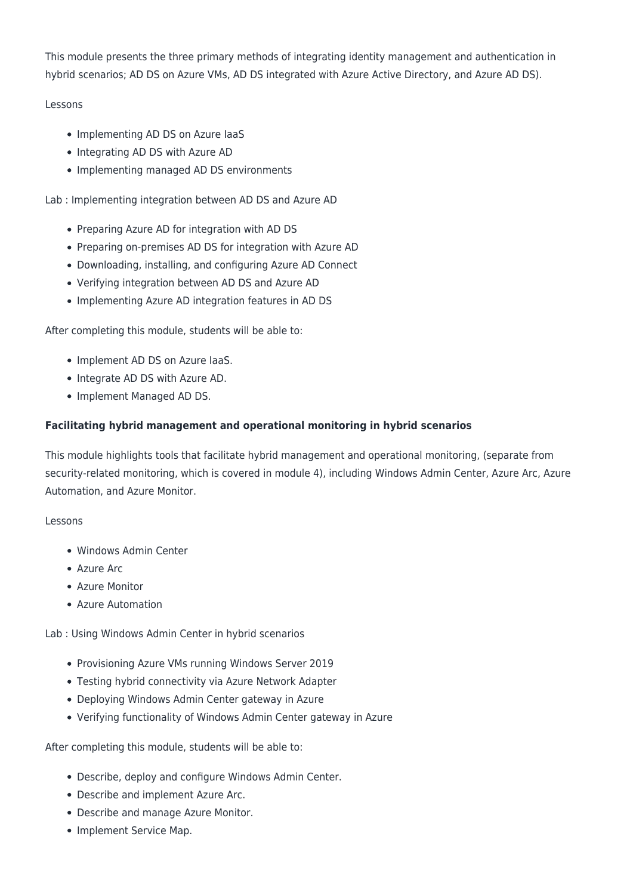This module presents the three primary methods of integrating identity management and authentication in hybrid scenarios; AD DS on Azure VMs, AD DS integrated with Azure Active Directory, and Azure AD DS).

Lessons

- Implementing AD DS on Azure IaaS
- Integrating AD DS with Azure AD
- Implementing managed AD DS environments

Lab : Implementing integration between AD DS and Azure AD

- Preparing Azure AD for integration with AD DS
- Preparing on-premises AD DS for integration with Azure AD
- Downloading, installing, and configuring Azure AD Connect
- Verifying integration between AD DS and Azure AD
- Implementing Azure AD integration features in AD DS

After completing this module, students will be able to:

- Implement AD DS on Azure IaaS.
- Integrate AD DS with Azure AD.
- Implement Managed AD DS.

**Facilitating hybrid management and operational monitoring in hybrid scenarios**

This module highlights tools that facilitate hybrid management and operational monitoring, (separate from security-related monitoring, which is covered in module 4), including Windows Admin Center, Azure Arc, Azure Automation, and Azure Monitor.

Lessons

- Windows Admin Center
- Azure Arc
- Azure Monitor
- Azure Automation

Lab : Using Windows Admin Center in hybrid scenarios

- Provisioning Azure VMs running Windows Server 2019
- Testing hybrid connectivity via Azure Network Adapter
- Deploying Windows Admin Center gateway in Azure
- Verifying functionality of Windows Admin Center gateway in Azure

After completing this module, students will be able to:

- Describe, deploy and configure Windows Admin Center.
- Describe and implement Azure Arc.
- Describe and manage Azure Monitor.
- Implement Service Map.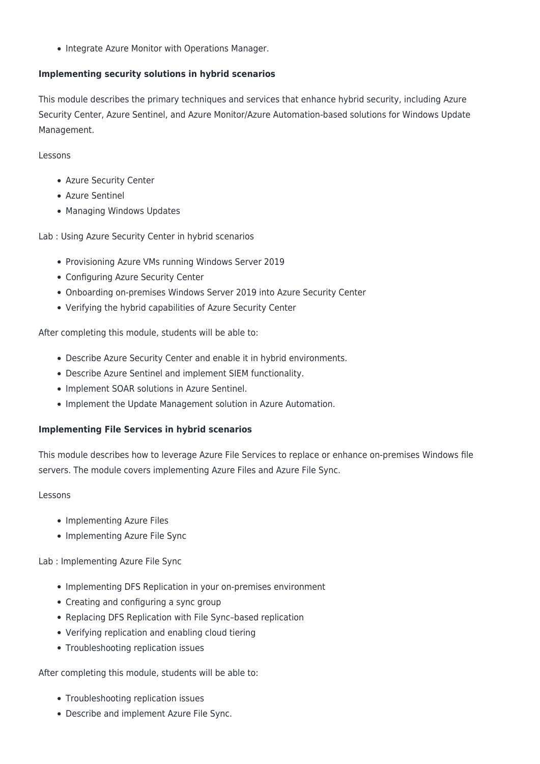- Integrate Azure Monitor with Operations Manager.

**Implementing security solutions in hybrid scenarios**

This module describes the primary techniques and services that enhance hybrid security, including Azure Security Center, Azure Sentinel, and Azure Monitor/Azure Automation-based solutions for Windows Update Management.

Lessons

- Azure Security Center
- Azure Sentinel
- Managing Windows Updates

Lab : Using Azure Security Center in hybrid scenarios

- Provisioning Azure VMs running Windows Server 2019
- Configuring Azure Security Center
- Onboarding on-premises Windows Server 2019 into Azure Security Center
- Verifying the hybrid capabilities of Azure Security Center

After completing this module, students will be able to:

- Describe Azure Security Center and enable it in hybrid environments.
- Describe Azure Sentinel and implement SIEM functionality.
- Implement SOAR solutions in Azure Sentinel.
- Implement the Update Management solution in Azure Automation.

**Implementing File Services in hybrid scenarios**

This module describes how to leverage Azure File Services to replace or enhance on-premises Windows file servers. The module covers implementing Azure Files and Azure File Sync.

Lessons

- Implementing Azure Files
- Implementing Azure File Sync

Lab : Implementing Azure File Sync

- Implementing DFS Replication in your on-premises environment
- Creating and configuring a sync group
- Replacing DFS Replication with File Sync–based replication
- Verifying replication and enabling cloud tiering
- Troubleshooting replication issues

After completing this module, students will be able to:

- Troubleshooting replication issues
- Describe and implement Azure File Sync.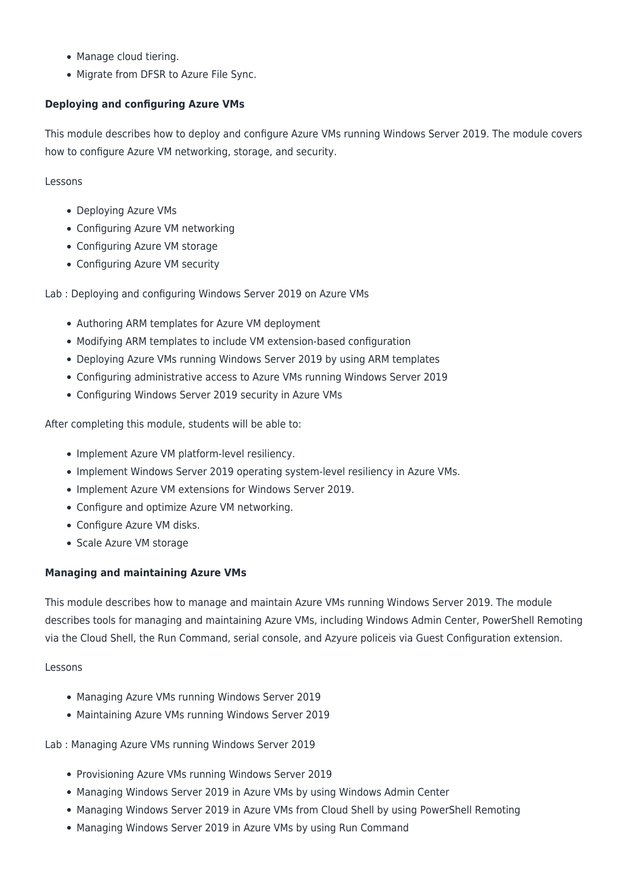- Manage cloud tiering.
- Migrate from DFSR to Azure File Sync.

**Deploying and configuring Azure VMs**

This module describes how to deploy and configure Azure VMs running Windows Server 2019. The module covers how to configure Azure VM networking, storage, and security.

Lessons

- Deploying Azure VMs
- Configuring Azure VM networking
- Configuring Azure VM storage
- Configuring Azure VM security

Lab : Deploying and configuring Windows Server 2019 on Azure VMs

- Authoring ARM templates for Azure VM deployment
- Modifying ARM templates to include VM extension-based configuration
- Deploying Azure VMs running Windows Server 2019 by using ARM templates
- Configuring administrative access to Azure VMs running Windows Server 2019
- Configuring Windows Server 2019 security in Azure VMs

After completing this module, students will be able to:

- Implement Azure VM platform-level resiliency.
- Implement Windows Server 2019 operating system-level resiliency in Azure VMs.
- Implement Azure VM extensions for Windows Server 2019.
- Configure and optimize Azure VM networking.
- Configure Azure VM disks.
- Scale Azure VM storage

**Managing and maintaining Azure VMs**

This module describes how to manage and maintain Azure VMs running Windows Server 2019. The module describes tools for managing and maintaining Azure VMs, including Windows Admin Center, PowerShell Remoting via the Cloud Shell, the Run Command, serial console, and Azyure policeis via Guest Configuration extension.

Lessons

- Managing Azure VMs running Windows Server 2019
- Maintaining Azure VMs running Windows Server 2019

Lab : Managing Azure VMs running Windows Server 2019

- Provisioning Azure VMs running Windows Server 2019
- Managing Windows Server 2019 in Azure VMs by using Windows Admin Center
- Managing Windows Server 2019 in Azure VMs from Cloud Shell by using PowerShell Remoting
- Managing Windows Server 2019 in Azure VMs by using Run Command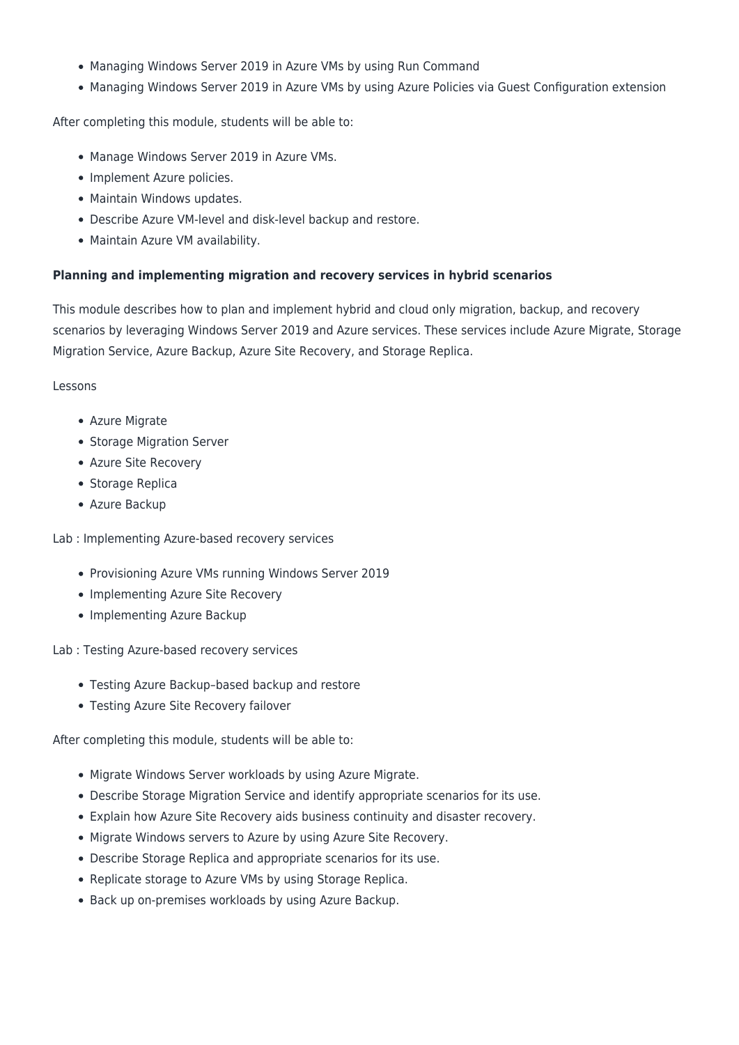- Managing Windows Server 2019 in Azure VMs by using Run Command
- Managing Windows Server 2019 in Azure VMs by using Azure Policies via Guest Configuration extension

After completing this module, students will be able to:

- Manage Windows Server 2019 in Azure VMs.
- Implement Azure policies.
- Maintain Windows updates.
- Describe Azure VM-level and disk-level backup and restore.
- Maintain Azure VM availability.

**Planning and implementing migration and recovery services in hybrid scenarios**

This module describes how to plan and implement hybrid and cloud only migration, backup, and recovery scenarios by leveraging Windows Server 2019 and Azure services. These services include Azure Migrate, Storage Migration Service, Azure Backup, Azure Site Recovery, and Storage Replica.

Lessons

- Azure Migrate
- Storage Migration Server
- Azure Site Recovery
- Storage Replica
- Azure Backup

Lab : Implementing Azure-based recovery services

- Provisioning Azure VMs running Windows Server 2019
- Implementing Azure Site Recovery
- Implementing Azure Backup

Lab : Testing Azure-based recovery services

- Testing Azure Backup–based backup and restore
- Testing Azure Site Recovery failover

After completing this module, students will be able to:

- Migrate Windows Server workloads by using Azure Migrate.
- Describe Storage Migration Service and identify appropriate scenarios for its use.
- Explain how Azure Site Recovery aids business continuity and disaster recovery.
- Migrate Windows servers to Azure by using Azure Site Recovery.
- Describe Storage Replica and appropriate scenarios for its use.
- Replicate storage to Azure VMs by using Storage Replica.
- Back up on-premises workloads by using Azure Backup.